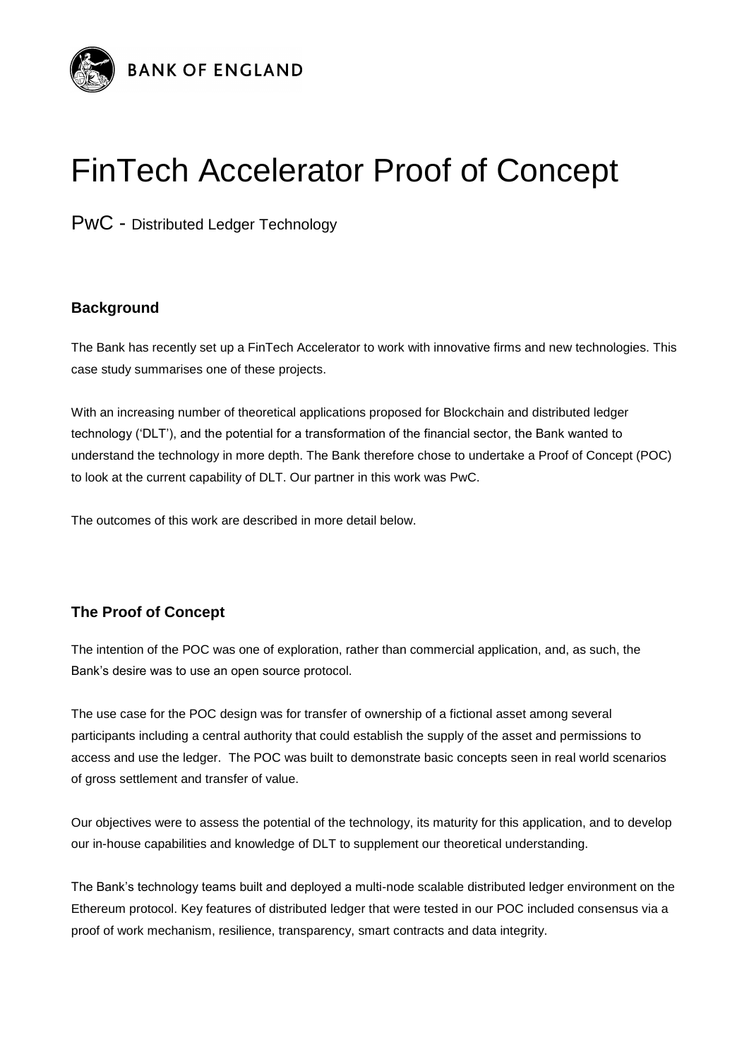BANK OF ENGLAND

# FinTech Accelerator Proof of Concept

PwC - Distributed Ledger Technology

### Background

The Bank has recently set up a FinTech Accelerator to work with innovative firms and new technologies. This case study summarises one of these projects.

With an increasing number of theoretical applications proposed for Blockchain and distributed ledger technology ('DLT'), and the potential for a transformation of the financial sector, the Bank wanted to understand the technology in more depth. The Bank therefore chose to undertake a Proof of Concept (POC) to look at the current capability of DLT. Our partner in this work was PwC.

The outcomes of this work are described in more detail below.

### The Proof of Concept

The intention of the POC was one of exploration, rather than commercial application, and, as such, the Bank's desire was to use an open source protocol.

The use case for the POC design was for transfer of ownership of a fictional asset among several participants including a central authority that could establish the supply of the asset and permissions to access and use the ledger. The POC was built to demonstrate basic concepts seen in real world scenarios of gross settlement and transfer of value.

Our objectives were to assess the potential of the technology, its maturity for this application, and to develop our in-house capabilities and knowledge of DLT to supplement our theoretical understanding.

The Bank's technology teams built and deployed a multi-node scalable distributed ledger environment on the Ethereum protocol. Key features of distributed ledger that were tested in our POC included consensus via a proof of work mechanism, resilience, transparency, smart contracts and data integrity.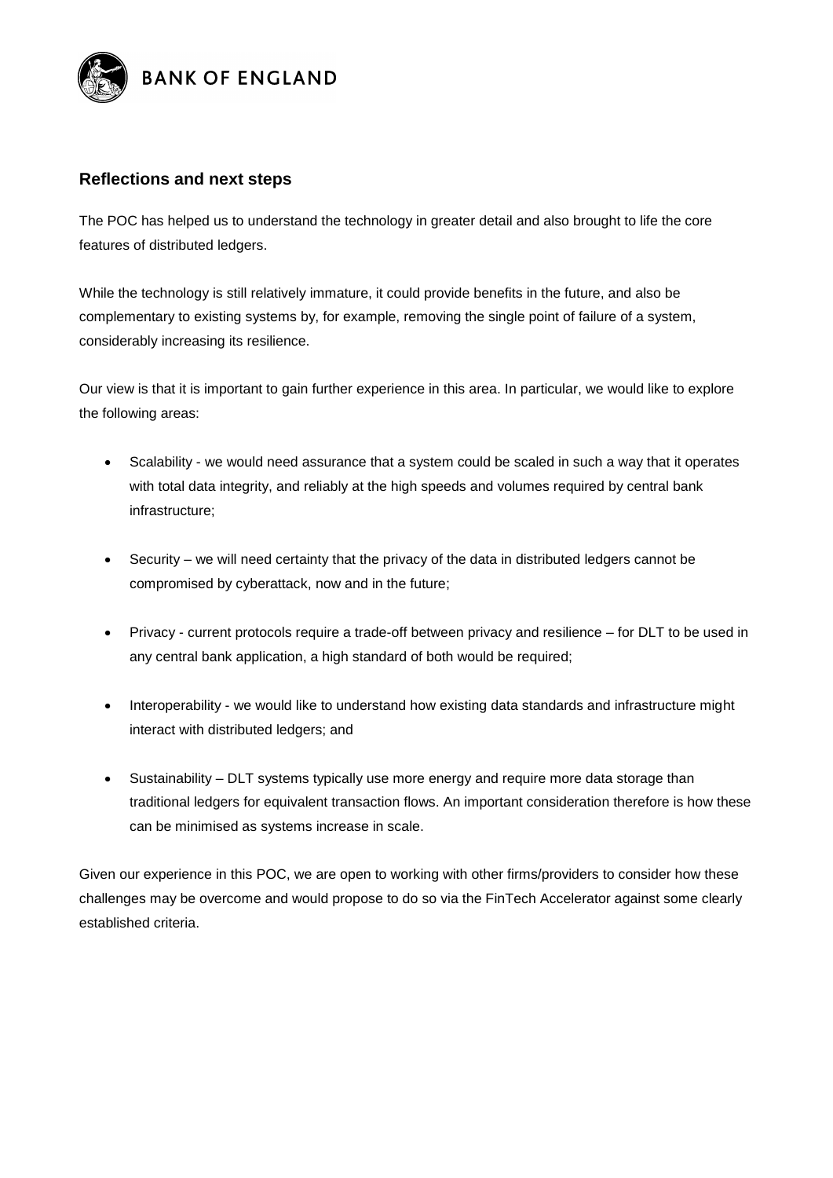## Reflections and next steps

The POC has helped us to understand the technology in greater detail and also brought to life the core features of distributed ledgers.

While the technology is still relatively immature, it could provide benefits in the future, and also be complementary to existing systems by, for example, removing the single point of failure of a system, considerably increasing its resilience.

Our view is that it is important to gain further experience in this area. In particular, we would like to explore the following areas:

- Scalability - we would need assurance that a system could be scaled in such a way that it operates with total data integrity, and reliably at the high speeds and volumes required by central bank infrastructure;

- Security – we will need certainty that the privacy of the data in distributed ledgers cannot be compromised by cyberattack, now and in the future;

- Privacy - current protocols require a trade-off between privacy and resilience – for DLT to be used in any central bank application, a high standard of both would be required;

- Interoperability - we would like to understand how existing data standards and infrastructure might interact with distributed ledgers; and

- Sustainability – DLT systems typically use more energy and require more data storage than traditional ledgers for equivalent transaction flows. An important consideration therefore is how these can be minimised as systems increase in scale.

Given our experience in this POC, we are open to working with other firms/providers to consider how these challenges may be overcome and would propose to do so via the FinTech Accelerator against some clearly established criteria.